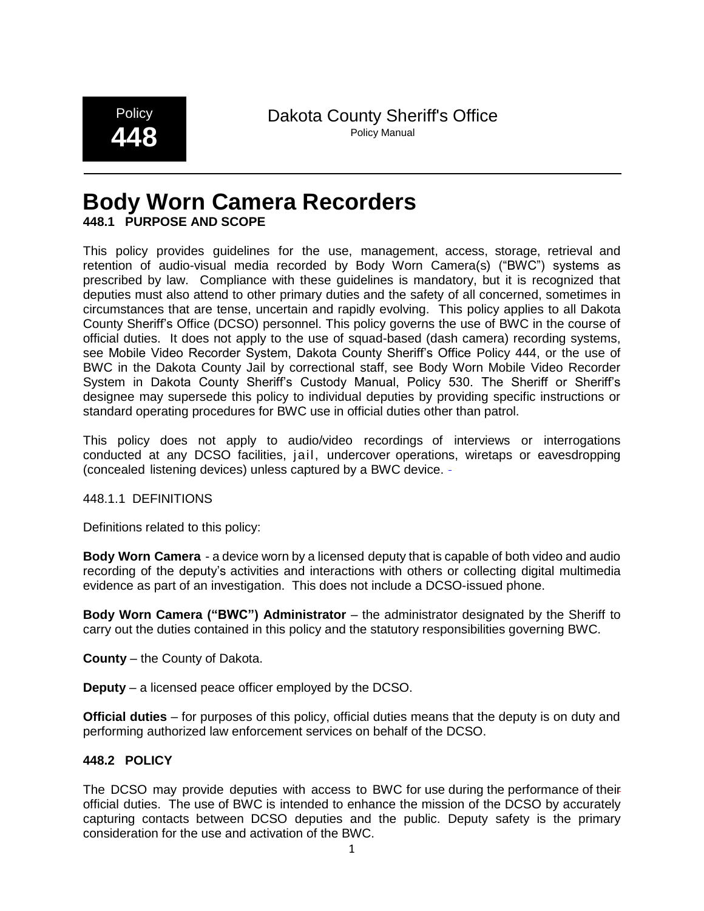Policy **448**

Dakota County Sheriff's Office
Policy Manual

# Body Worn Camera Recorders

### 448.1 PURPOSE AND SCOPE

This policy provides guidelines for the use, management, access, storage, retrieval and retention of audio-visual media recorded by Body Worn Camera(s) ("BWC") systems as prescribed by law. Compliance with these guidelines is mandatory, but it is recognized that deputies must also attend to other primary duties and the safety of all concerned, sometimes in circumstances that are tense, uncertain and rapidly evolving. This policy applies to all Dakota County Sheriff's Office (DCSO) personnel. This policy governs the use of BWC in the course of official duties. It does not apply to the use of squad-based (dash camera) recording systems, see Mobile Video Recorder System, Dakota County Sheriff's Office Policy 444, or the use of BWC in the Dakota County Jail by correctional staff, see Body Worn Mobile Video Recorder System in Dakota County Sheriff's Custody Manual, Policy 530. The Sheriff or Sheriff's designee may supersede this policy to individual deputies by providing specific instructions or standard operating procedures for BWC use in official duties other than patrol.

This policy does not apply to audio/video recordings of interviews or interrogations conducted at any DCSO facilities, jail, undercover operations, wiretaps or eavesdropping (concealed listening devices) unless captured by a BWC device.

448.1.1 DEFINITIONS

Definitions related to this policy:

**Body Worn Camera** - a device worn by a licensed deputy that is capable of both video and audio recording of the deputy's activities and interactions with others or collecting digital multimedia evidence as part of an investigation. This does not include a DCSO-issued phone.

**Body Worn Camera ("BWC") Administrator** – the administrator designated by the Sheriff to carry out the duties contained in this policy and the statutory responsibilities governing BWC.

**County** – the County of Dakota.

**Deputy** – a licensed peace officer employed by the DCSO.

**Official duties** – for purposes of this policy, official duties means that the deputy is on duty and performing authorized law enforcement services on behalf of the DCSO.

### 448.2 POLICY

The DCSO may provide deputies with access to BWC for use during the performance of their official duties. The use of BWC is intended to enhance the mission of the DCSO by accurately capturing contacts between DCSO deputies and the public. Deputy safety is the primary consideration for the use and activation of the BWC.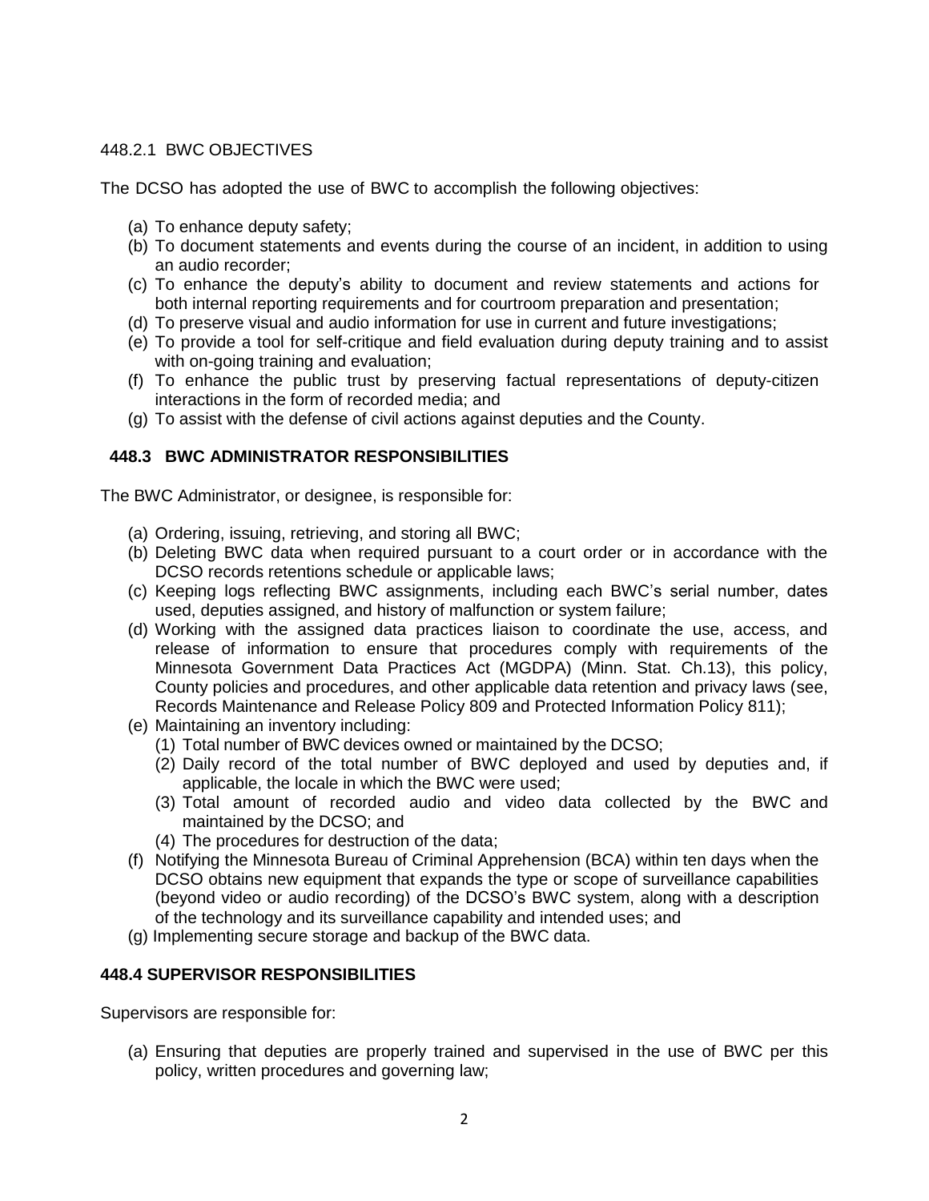448.2.1 BWC OBJECTIVES

The DCSO has adopted the use of BWC to accomplish the following objectives:

(a) To enhance deputy safety;
(b) To document statements and events during the course of an incident, in addition to using an audio recorder;
(c) To enhance the deputy's ability to document and review statements and actions for both internal reporting requirements and for courtroom preparation and presentation;
(d) To preserve visual and audio information for use in current and future investigations;
(e) To provide a tool for self-critique and field evaluation during deputy training and to assist with on-going training and evaluation;
(f) To enhance the public trust by preserving factual representations of deputy-citizen interactions in the form of recorded media; and
(g) To assist with the defense of civil actions against deputies and the County.

## 448.3 BWC ADMINISTRATOR RESPONSIBILITIES

The BWC Administrator, or designee, is responsible for:

(a) Ordering, issuing, retrieving, and storing all BWC;
(b) Deleting BWC data when required pursuant to a court order or in accordance with the DCSO records retentions schedule or applicable laws;
(c) Keeping logs reflecting BWC assignments, including each BWC's serial number, dates used, deputies assigned, and history of malfunction or system failure;
(d) Working with the assigned data practices liaison to coordinate the use, access, and release of information to ensure that procedures comply with requirements of the Minnesota Government Data Practices Act (MGDPA) (Minn. Stat. Ch.13), this policy, County policies and procedures, and other applicable data retention and privacy laws (see, Records Maintenance and Release Policy 809 and Protected Information Policy 811);
(e) Maintaining an inventory including:
    (1) Total number of BWC devices owned or maintained by the DCSO;
    (2) Daily record of the total number of BWC deployed and used by deputies and, if applicable, the locale in which the BWC were used;
    (3) Total amount of recorded audio and video data collected by the BWC and maintained by the DCSO; and
    (4) The procedures for destruction of the data;
(f) Notifying the Minnesota Bureau of Criminal Apprehension (BCA) within ten days when the DCSO obtains new equipment that expands the type or scope of surveillance capabilities (beyond video or audio recording) of the DCSO's BWC system, along with a description of the technology and its surveillance capability and intended uses; and
(g) Implementing secure storage and backup of the BWC data.

## 448.4 SUPERVISOR RESPONSIBILITIES

Supervisors are responsible for:

(a) Ensuring that deputies are properly trained and supervised in the use of BWC per this policy, written procedures and governing law;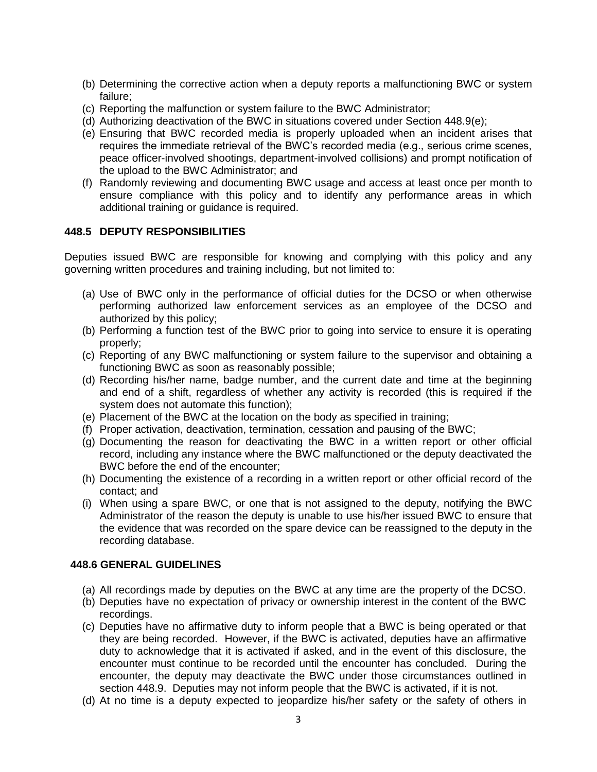(b) Determining the corrective action when a deputy reports a malfunctioning BWC or system failure;
(c) Reporting the malfunction or system failure to the BWC Administrator;
(d) Authorizing deactivation of the BWC in situations covered under Section 448.9(e);
(e) Ensuring that BWC recorded media is properly uploaded when an incident arises that requires the immediate retrieval of the BWC's recorded media (e.g., serious crime scenes, peace officer-involved shootings, department-involved collisions) and prompt notification of the upload to the BWC Administrator; and
(f) Randomly reviewing and documenting BWC usage and access at least once per month to ensure compliance with this policy and to identify any performance areas in which additional training or guidance is required.

### 448.5 DEPUTY RESPONSIBILITIES

Deputies issued BWC are responsible for knowing and complying with this policy and any governing written procedures and training including, but not limited to:

(a) Use of BWC only in the performance of official duties for the DCSO or when otherwise performing authorized law enforcement services as an employee of the DCSO and authorized by this policy;
(b) Performing a function test of the BWC prior to going into service to ensure it is operating properly;
(c) Reporting of any BWC malfunctioning or system failure to the supervisor and obtaining a functioning BWC as soon as reasonably possible;
(d) Recording his/her name, badge number, and the current date and time at the beginning and end of a shift, regardless of whether any activity is recorded (this is required if the system does not automate this function);
(e) Placement of the BWC at the location on the body as specified in training;
(f) Proper activation, deactivation, termination, cessation and pausing of the BWC;
(g) Documenting the reason for deactivating the BWC in a written report or other official record, including any instance where the BWC malfunctioned or the deputy deactivated the BWC before the end of the encounter;
(h) Documenting the existence of a recording in a written report or other official record of the contact; and
(i) When using a spare BWC, or one that is not assigned to the deputy, notifying the BWC Administrator of the reason the deputy is unable to use his/her issued BWC to ensure that the evidence that was recorded on the spare device can be reassigned to the deputy in the recording database.

### 448.6 GENERAL GUIDELINES

(a) All recordings made by deputies on the BWC at any time are the property of the DCSO.
(b) Deputies have no expectation of privacy or ownership interest in the content of the BWC recordings.
(c) Deputies have no affirmative duty to inform people that a BWC is being operated or that they are being recorded. However, if the BWC is activated, deputies have an affirmative duty to acknowledge that it is activated if asked, and in the event of this disclosure, the encounter must continue to be recorded until the encounter has concluded. During the encounter, the deputy may deactivate the BWC under those circumstances outlined in section 448.9. Deputies may not inform people that the BWC is activated, if it is not.
(d) At no time is a deputy expected to jeopardize his/her safety or the safety of others in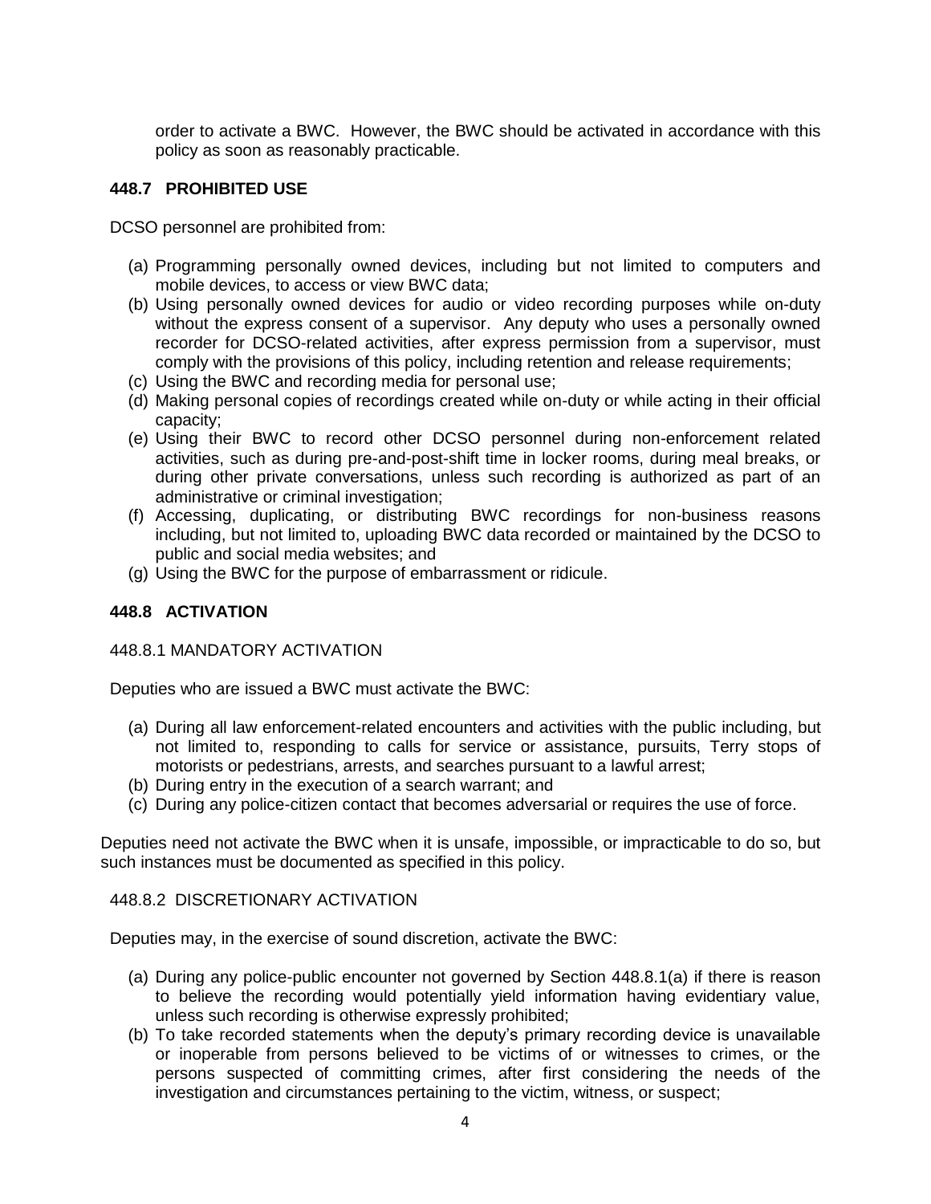order to activate a BWC. However, the BWC should be activated in accordance with this policy as soon as reasonably practicable.

## 448.7 PROHIBITED USE

DCSO personnel are prohibited from:

(a) Programming personally owned devices, including but not limited to computers and mobile devices, to access or view BWC data;
(b) Using personally owned devices for audio or video recording purposes while on-duty without the express consent of a supervisor. Any deputy who uses a personally owned recorder for DCSO-related activities, after express permission from a supervisor, must comply with the provisions of this policy, including retention and release requirements;
(c) Using the BWC and recording media for personal use;
(d) Making personal copies of recordings created while on-duty or while acting in their official capacity;
(e) Using their BWC to record other DCSO personnel during non-enforcement related activities, such as during pre-and-post-shift time in locker rooms, during meal breaks, or during other private conversations, unless such recording is authorized as part of an administrative or criminal investigation;
(f) Accessing, duplicating, or distributing BWC recordings for non-business reasons including, but not limited to, uploading BWC data recorded or maintained by the DCSO to public and social media websites; and
(g) Using the BWC for the purpose of embarrassment or ridicule.

## 448.8 ACTIVATION

### 448.8.1 MANDATORY ACTIVATION

Deputies who are issued a BWC must activate the BWC:

(a) During all law enforcement-related encounters and activities with the public including, but not limited to, responding to calls for service or assistance, pursuits, Terry stops of motorists or pedestrians, arrests, and searches pursuant to a lawful arrest;
(b) During entry in the execution of a search warrant; and
(c) During any police-citizen contact that becomes adversarial or requires the use of force.

Deputies need not activate the BWC when it is unsafe, impossible, or impracticable to do so, but such instances must be documented as specified in this policy.

### 448.8.2 DISCRETIONARY ACTIVATION

Deputies may, in the exercise of sound discretion, activate the BWC:

(a) During any police-public encounter not governed by Section 448.8.1(a) if there is reason to believe the recording would potentially yield information having evidentiary value, unless such recording is otherwise expressly prohibited;
(b) To take recorded statements when the deputy's primary recording device is unavailable or inoperable from persons believed to be victims of or witnesses to crimes, or the persons suspected of committing crimes, after first considering the needs of the investigation and circumstances pertaining to the victim, witness, or suspect;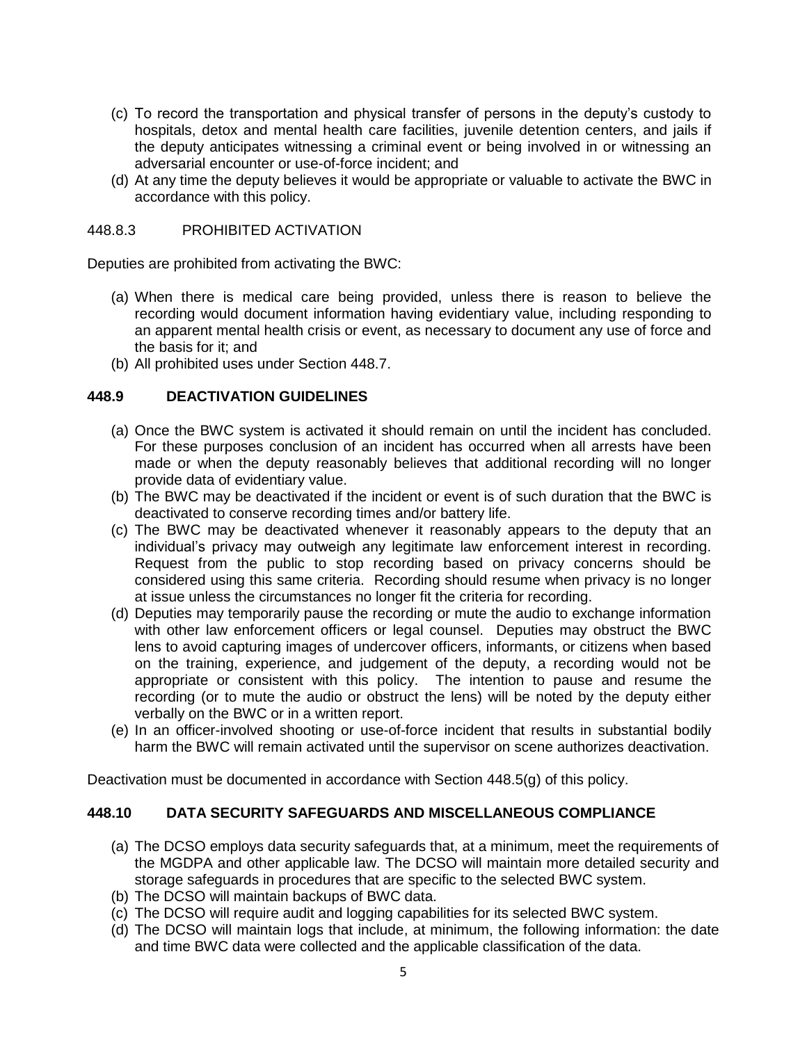(c) To record the transportation and physical transfer of persons in the deputy's custody to hospitals, detox and mental health care facilities, juvenile detention centers, and jails if the deputy anticipates witnessing a criminal event or being involved in or witnessing an adversarial encounter or use-of-force incident; and

(d) At any time the deputy believes it would be appropriate or valuable to activate the BWC in accordance with this policy.

448.8.3 PROHIBITED ACTIVATION

Deputies are prohibited from activating the BWC:

(a) When there is medical care being provided, unless there is reason to believe the recording would document information having evidentiary value, including responding to an apparent mental health crisis or event, as necessary to document any use of force and the basis for it; and

(b) All prohibited uses under Section 448.7.

## 448.9 DEACTIVATION GUIDELINES

(a) Once the BWC system is activated it should remain on until the incident has concluded. For these purposes conclusion of an incident has occurred when all arrests have been made or when the deputy reasonably believes that additional recording will no longer provide data of evidentiary value.

(b) The BWC may be deactivated if the incident or event is of such duration that the BWC is deactivated to conserve recording times and/or battery life.

(c) The BWC may be deactivated whenever it reasonably appears to the deputy that an individual's privacy may outweigh any legitimate law enforcement interest in recording. Request from the public to stop recording based on privacy concerns should be considered using this same criteria. Recording should resume when privacy is no longer at issue unless the circumstances no longer fit the criteria for recording.

(d) Deputies may temporarily pause the recording or mute the audio to exchange information with other law enforcement officers or legal counsel. Deputies may obstruct the BWC lens to avoid capturing images of undercover officers, informants, or citizens when based on the training, experience, and judgement of the deputy, a recording would not be appropriate or consistent with this policy. The intention to pause and resume the recording (or to mute the audio or obstruct the lens) will be noted by the deputy either verbally on the BWC or in a written report.

(e) In an officer-involved shooting or use-of-force incident that results in substantial bodily harm the BWC will remain activated until the supervisor on scene authorizes deactivation.

Deactivation must be documented in accordance with Section 448.5(g) of this policy.

## 448.10 DATA SECURITY SAFEGUARDS AND MISCELLANEOUS COMPLIANCE

(a) The DCSO employs data security safeguards that, at a minimum, meet the requirements of the MGDPA and other applicable law. The DCSO will maintain more detailed security and storage safeguards in procedures that are specific to the selected BWC system.

(b) The DCSO will maintain backups of BWC data.

(c) The DCSO will require audit and logging capabilities for its selected BWC system.

(d) The DCSO will maintain logs that include, at minimum, the following information: the date and time BWC data were collected and the applicable classification of the data.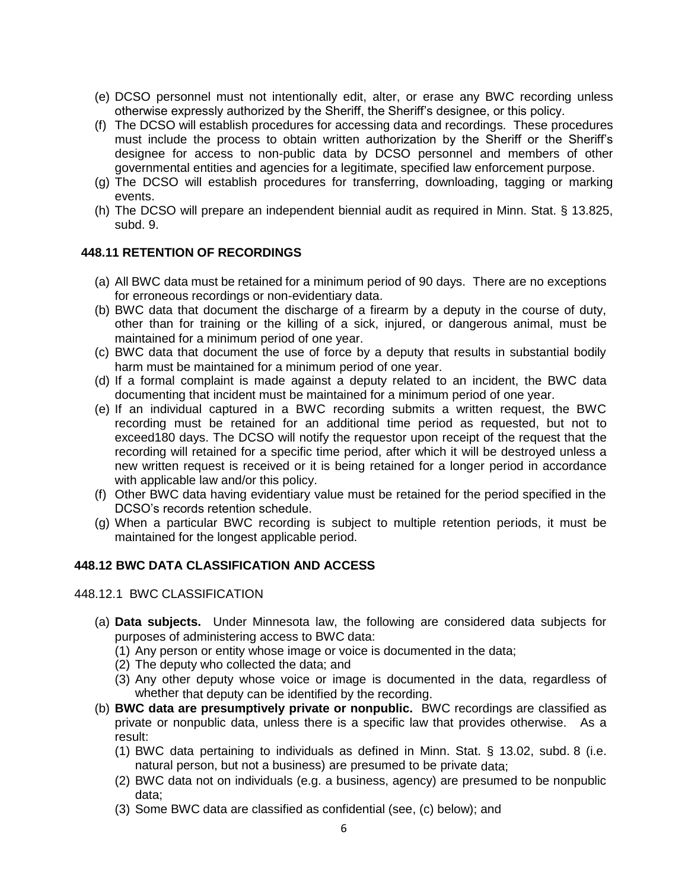(e) DCSO personnel must not intentionally edit, alter, or erase any BWC recording unless otherwise expressly authorized by the Sheriff, the Sheriff's designee, or this policy.
(f) The DCSO will establish procedures for accessing data and recordings. These procedures must include the process to obtain written authorization by the Sheriff or the Sheriff's designee for access to non-public data by DCSO personnel and members of other governmental entities and agencies for a legitimate, specified law enforcement purpose.
(g) The DCSO will establish procedures for transferring, downloading, tagging or marking events.
(h) The DCSO will prepare an independent biennial audit as required in Minn. Stat. § 13.825, subd. 9.

## 448.11 RETENTION OF RECORDINGS

(a) All BWC data must be retained for a minimum period of 90 days. There are no exceptions for erroneous recordings or non-evidentiary data.
(b) BWC data that document the discharge of a firearm by a deputy in the course of duty, other than for training or the killing of a sick, injured, or dangerous animal, must be maintained for a minimum period of one year.
(c) BWC data that document the use of force by a deputy that results in substantial bodily harm must be maintained for a minimum period of one year.
(d) If a formal complaint is made against a deputy related to an incident, the BWC data documenting that incident must be maintained for a minimum period of one year.
(e) If an individual captured in a BWC recording submits a written request, the BWC recording must be retained for an additional time period as requested, but not to exceed180 days. The DCSO will notify the requestor upon receipt of the request that the recording will retained for a specific time period, after which it will be destroyed unless a new written request is received or it is being retained for a longer period in accordance with applicable law and/or this policy.
(f) Other BWC data having evidentiary value must be retained for the period specified in the DCSO's records retention schedule.
(g) When a particular BWC recording is subject to multiple retention periods, it must be maintained for the longest applicable period.

## 448.12 BWC DATA CLASSIFICATION AND ACCESS

### 448.12.1 BWC CLASSIFICATION

(a) **Data subjects.** Under Minnesota law, the following are considered data subjects for purposes of administering access to BWC data:
   (1) Any person or entity whose image or voice is documented in the data;
   (2) The deputy who collected the data; and
   (3) Any other deputy whose voice or image is documented in the data, regardless of whether that deputy can be identified by the recording.
(b) **BWC data are presumptively private or nonpublic.** BWC recordings are classified as private or nonpublic data, unless there is a specific law that provides otherwise. As a result:
   (1) BWC data pertaining to individuals as defined in Minn. Stat. § 13.02, subd. 8 (i.e. natural person, but not a business) are presumed to be private data;
   (2) BWC data not on individuals (e.g. a business, agency) are presumed to be nonpublic data;
   (3) Some BWC data are classified as confidential (see, (c) below); and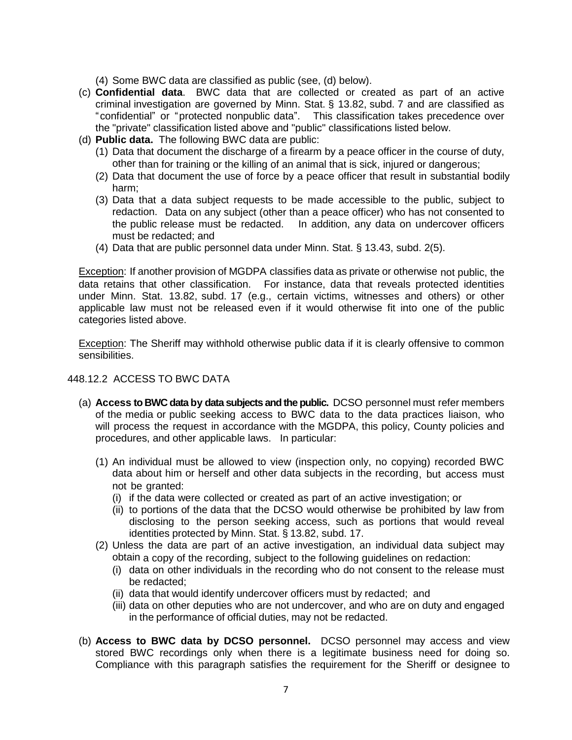(4) Some BWC data are classified as public (see, (d) below).

(c) **Confidential data**. BWC data that are collected or created as part of an active criminal investigation are governed by Minn. Stat. § 13.82, subd. 7 and are classified as "confidential" or "protected nonpublic data". This classification takes precedence over the "private" classification listed above and "public" classifications listed below.

(d) **Public data.** The following BWC data are public:

(1) Data that document the discharge of a firearm by a peace officer in the course of duty, other than for training or the killing of an animal that is sick, injured or dangerous;

(2) Data that document the use of force by a peace officer that result in substantial bodily harm;

(3) Data that a data subject requests to be made accessible to the public, subject to redaction. Data on any subject (other than a peace officer) who has not consented to the public release must be redacted. In addition, any data on undercover officers must be redacted; and

(4) Data that are public personnel data under Minn. Stat. § 13.43, subd. 2(5).

Exception: If another provision of MGDPA classifies data as private or otherwise not public, the data retains that other classification. For instance, data that reveals protected identities under Minn. Stat. 13.82, subd. 17 (e.g., certain victims, witnesses and others) or other applicable law must not be released even if it would otherwise fit into one of the public categories listed above.

Exception: The Sheriff may withhold otherwise public data if it is clearly offensive to common sensibilities.

448.12.2 ACCESS TO BWC DATA

(a) **Access to BWC data by data subjects and the public.** DCSO personnel must refer members of the media or public seeking access to BWC data to the data practices liaison, who will process the request in accordance with the MGDPA, this policy, County policies and procedures, and other applicable laws. In particular:

(1) An individual must be allowed to view (inspection only, no copying) recorded BWC data about him or herself and other data subjects in the recording, but access must not be granted:

(i) if the data were collected or created as part of an active investigation; or

(ii) to portions of the data that the DCSO would otherwise be prohibited by law from disclosing to the person seeking access, such as portions that would reveal identities protected by Minn. Stat. § 13.82, subd. 17.

(2) Unless the data are part of an active investigation, an individual data subject may obtain a copy of the recording, subject to the following guidelines on redaction:

(i) data on other individuals in the recording who do not consent to the release must be redacted;

(ii) data that would identify undercover officers must by redacted; and

(iii) data on other deputies who are not undercover, and who are on duty and engaged in the performance of official duties, may not be redacted.

(b) **Access to BWC data by DCSO personnel.** DCSO personnel may access and view stored BWC recordings only when there is a legitimate business need for doing so. Compliance with this paragraph satisfies the requirement for the Sheriff or designee to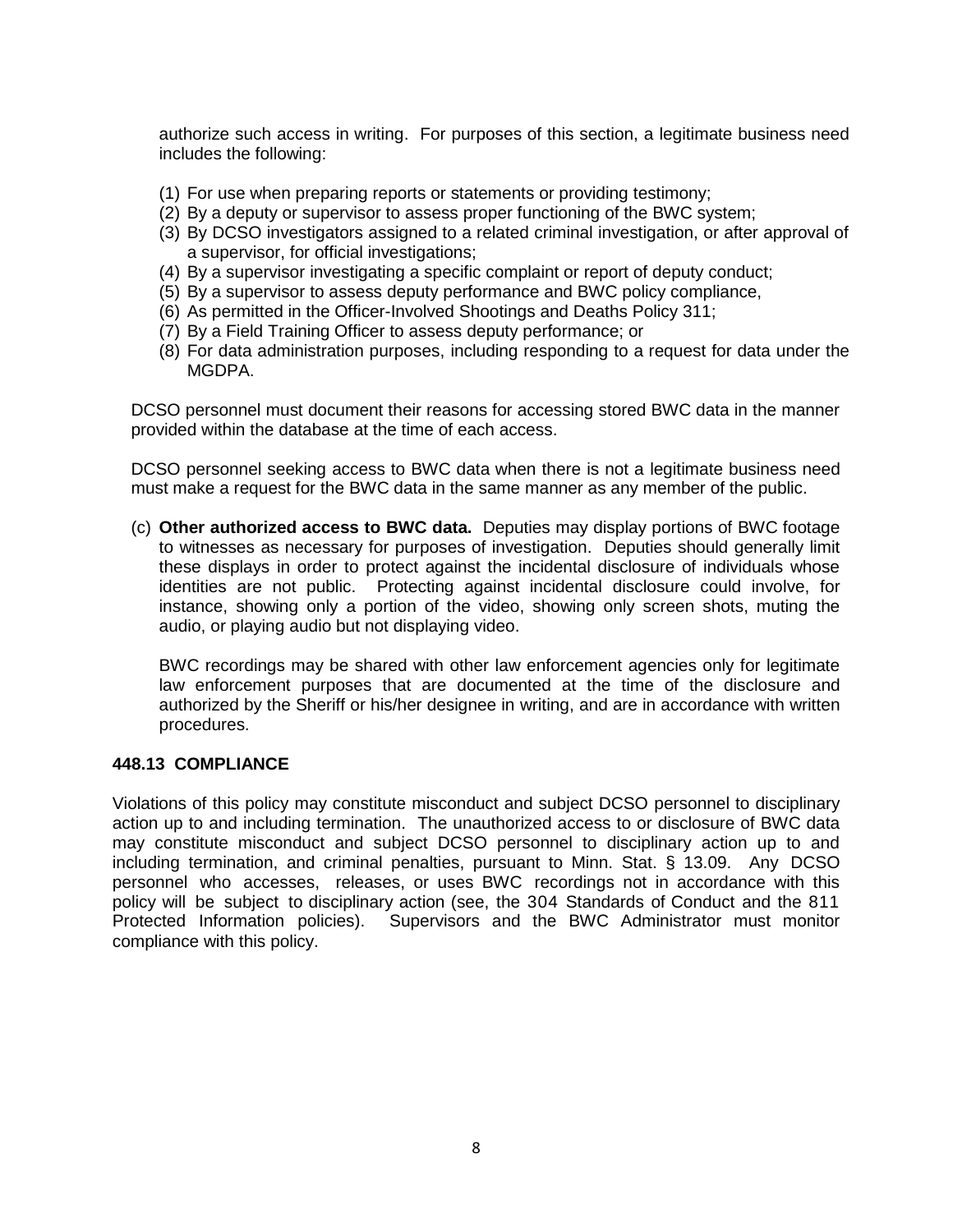authorize such access in writing. For purposes of this section, a legitimate business need includes the following:

(1) For use when preparing reports or statements or providing testimony;
(2) By a deputy or supervisor to assess proper functioning of the BWC system;
(3) By DCSO investigators assigned to a related criminal investigation, or after approval of a supervisor, for official investigations;
(4) By a supervisor investigating a specific complaint or report of deputy conduct;
(5) By a supervisor to assess deputy performance and BWC policy compliance,
(6) As permitted in the Officer-Involved Shootings and Deaths Policy 311;
(7) By a Field Training Officer to assess deputy performance; or
(8) For data administration purposes, including responding to a request for data under the MGDPA.

DCSO personnel must document their reasons for accessing stored BWC data in the manner provided within the database at the time of each access.

DCSO personnel seeking access to BWC data when there is not a legitimate business need must make a request for the BWC data in the same manner as any member of the public.

(c) **Other authorized access to BWC data.** Deputies may display portions of BWC footage to witnesses as necessary for purposes of investigation. Deputies should generally limit these displays in order to protect against the incidental disclosure of individuals whose identities are not public. Protecting against incidental disclosure could involve, for instance, showing only a portion of the video, showing only screen shots, muting the audio, or playing audio but not displaying video.

BWC recordings may be shared with other law enforcement agencies only for legitimate law enforcement purposes that are documented at the time of the disclosure and authorized by the Sheriff or his/her designee in writing, and are in accordance with written procedures.

### 448.13 COMPLIANCE

Violations of this policy may constitute misconduct and subject DCSO personnel to disciplinary action up to and including termination. The unauthorized access to or disclosure of BWC data may constitute misconduct and subject DCSO personnel to disciplinary action up to and including termination, and criminal penalties, pursuant to Minn. Stat. § 13.09. Any DCSO personnel who accesses, releases, or uses BWC recordings not in accordance with this policy will be subject to disciplinary action (see, the 304 Standards of Conduct and the 811 Protected Information policies). Supervisors and the BWC Administrator must monitor compliance with this policy.